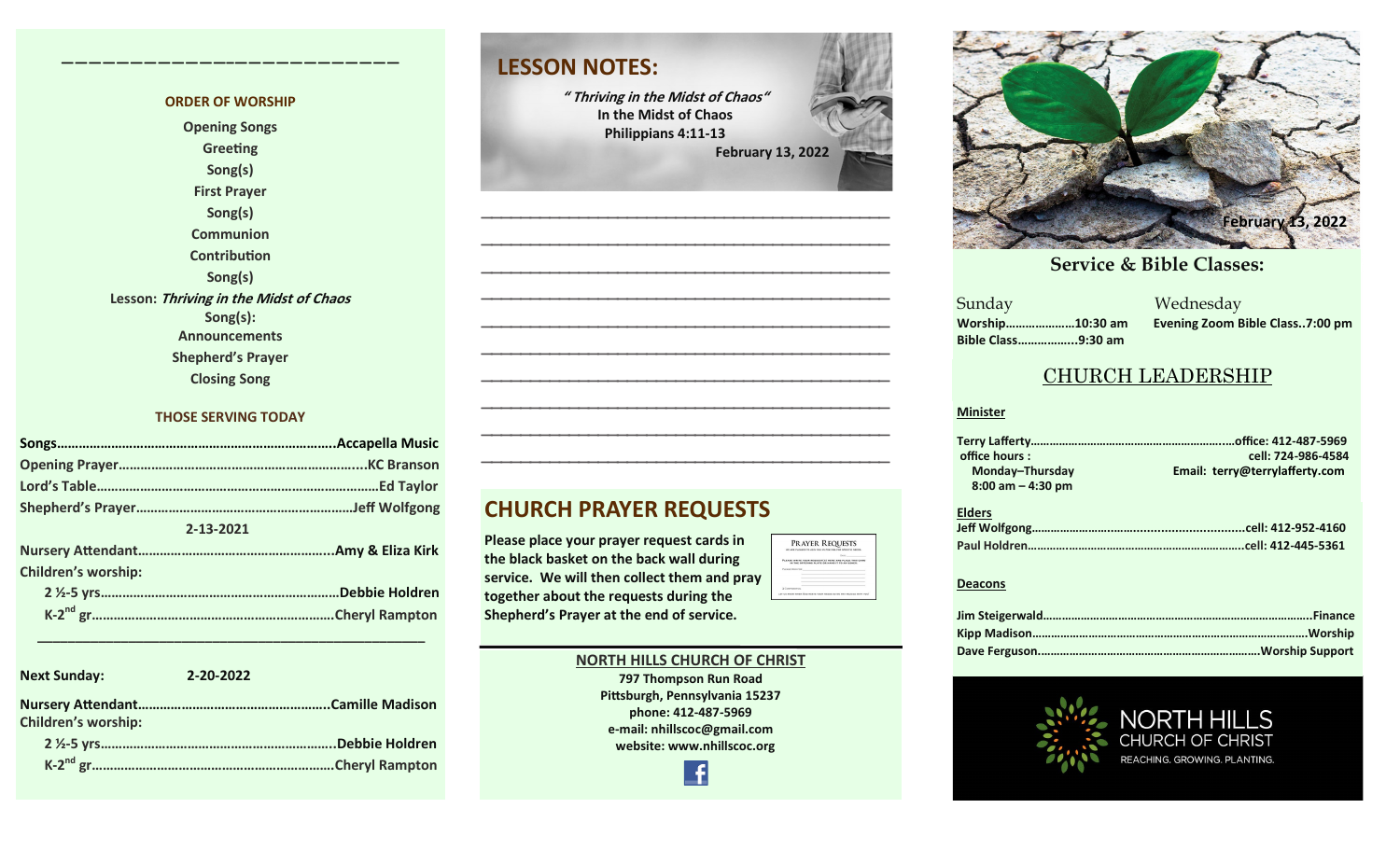## ORDER OF WORSHIP

Opening Songs
Greeting
Song(s)
First Prayer
Song(s)
Communion
Contribution
Song(s)
Lesson: *Thriving in the Midst of Chaos*
Song(s):
Announcements
Shepherd's Prayer
Closing Song

## THOSE SERVING TODAY

Songs……………………………………………………………Accapella Music
Opening Prayer…………………………………………………KC Branson
Lord's Table…………………………………………………………Ed Taylor
Shepherd's Prayer……………………………………………Jeff Wolfgong

2-13-2021

Nursery Attendant……………………………………………Amy & Eliza Kirk
Children's worship:
2 ½-5 yrs…………………………………………………………Debbie Holdren
K-2nd gr…………………………………………………………Cheryl Rampton

**Next Sunday:** 2-20-2022

Nursery Attendant……………………………………………Camille Madison
Children's worship:
2 ½-5 yrs…………………………………………………………Debbie Holdren
K-2nd gr…………………………………………………………Cheryl Rampton

## LESSON NOTES:

*" Thriving in the Midst of Chaos"*
In the Midst of Chaos
Philippians 4:11-13
February 13, 2022

## CHURCH PRAYER REQUESTS

Please place your prayer request cards in the black basket on the back wall during service. We will then collect them and pray together about the requests during the Shepherd's Prayer at the end of service.

**NORTH HILLS CHURCH OF CHRIST**
797 Thompson Run Road
Pittsburgh, Pennsylvania 15237
phone: 412-487-5969
e-mail: nhillscoc@gmail.com
website: www.nhillscoc.org

February 13, 2022

## Service & Bible Classes:

**Sunday**
Worship…………………10:30 am
Bible Class……………..9:30 am

**Wednesday**
Evening Zoom Bible Class..7:00 pm

## CHURCH LEADERSHIP

**Minister**

Terry Lafferty……………………………………………office: 412-487-5969
office hours : cell: 724-986-4584
Monday–Thursday Email: terry@terrylafferty.com
8:00 am – 4:30 pm

**Elders**

Jeff Wolfgong…………………………………………cell: 412-952-4160
Paul Holdren…………………………………………cell: 412-445-5361

**Deacons**

Jim Steigerwald…………………………………………………Finance
Kipp Madison……………………………………………………Worship
Dave Ferguson………………………………………………Worship Support

NORTH HILLS CHURCH OF CHRIST
REACHING. GROWING. PLANTING.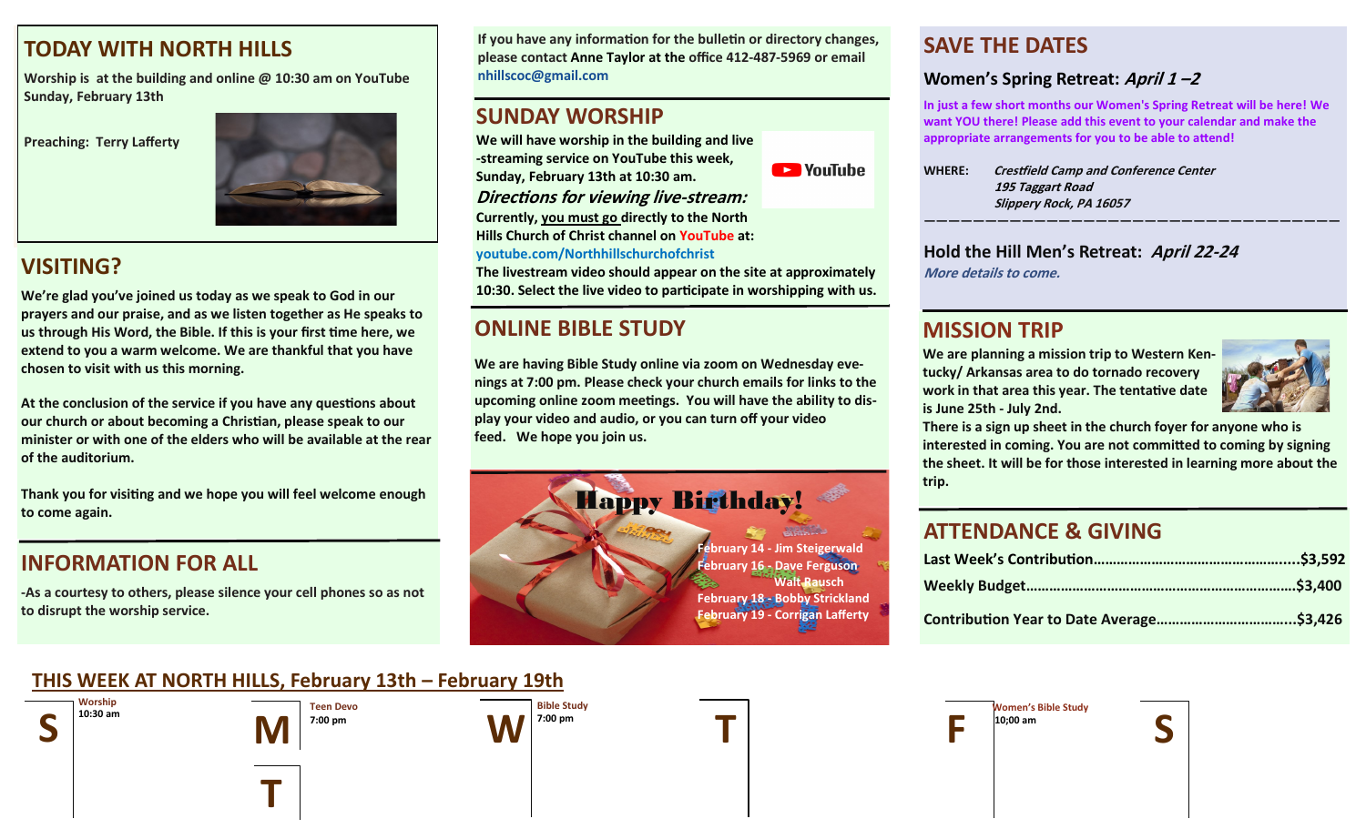## TODAY WITH NORTH HILLS

**Worship is at the building and online @ 10:30 am on YouTube Sunday, February 13th**

**Preaching: Terry Lafferty**

## VISITING?

**We're glad you've joined us today as we speak to God in our prayers and our praise, and as we listen together as He speaks to us through His Word, the Bible. If this is your first time here, we extend to you a warm welcome. We are thankful that you have chosen to visit with us this morning.**

**At the conclusion of the service if you have any questions about our church or about becoming a Christian, please speak to our minister or with one of the elders who will be available at the rear of the auditorium.**

**Thank you for visiting and we hope you will feel welcome enough to come again.**

## INFORMATION FOR ALL

**-As a courtesy to others, please silence your cell phones so as not to disrupt the worship service.**

**If you have any information for the bulletin or directory changes, please contact Anne Taylor at the office 412-487-5969 or email nhillscoc@gmail.com**

## SUNDAY WORSHIP

**We will have worship in the building and live -streaming service on YouTube this week, Sunday, February 13th at 10:30 am.**

***Directions for viewing live-stream:***

**Currently, you must go directly to the North Hills Church of Christ channel on YouTube at: youtube.com/Northhillschurchofchrist**

**The livestream video should appear on the site at approximately 10:30. Select the live video to participate in worshipping with us.**

## ONLINE BIBLE STUDY

**We are having Bible Study online via zoom on Wednesday evenings at 7:00 pm. Please check your church emails for links to the upcoming online zoom meetings. You will have the ability to display your video and audio, or you can turn off your video feed. We hope you join us.**

## Happy Birthday!

- February 14 - Jim Steigerwald
- February 16 - Dave Ferguson
- Walt Rausch
- February 18 - Bobby Strickland
- February 19 - Corrigan Lafferty

## SAVE THE DATES

### Women's Spring Retreat: *April 1 –2*

**In just a few short months our Women's Spring Retreat will be here! We want YOU there! Please add this event to your calendar and make the appropriate arrangements for you to be able to attend!**

**WHERE:** *Crestfield Camp and Conference Center*
*195 Taggart Road*
*Slippery Rock, PA 16057*

### Hold the Hill Men's Retreat: *April 22-24*

*More details to come.*

## MISSION TRIP

**We are planning a mission trip to Western Kentucky/ Arkansas area to do tornado recovery work in that area this year. The tentative date is June 25th - July 2nd.**

**There is a sign up sheet in the church foyer for anyone who is interested in coming. You are not committed to coming by signing the sheet. It will be for those interested in learning more about the trip.**

## ATTENDANCE & GIVING

**Last Week's Contribution..........................................$3,592**

**Weekly Budget.......................................................$3,400**

**Contribution Year to Date Average..............................$3,426**

## THIS WEEK AT NORTH HILLS, February 13th – February 19th

- **S** — Worship 10:30 am
- **M** — Teen Devo 7:00 pm
- **T**
- **W** — Bible Study 7:00 pm
- **T**
- **F** — Women's Bible Study 10;00 am
- **S**